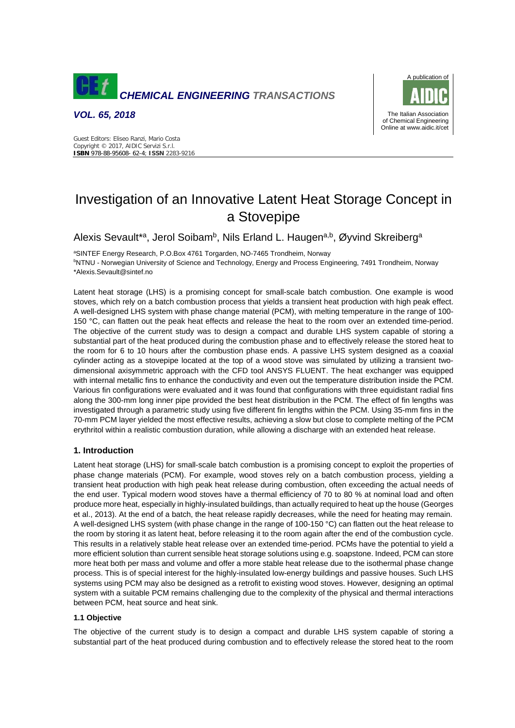*CHEMICAL ENGINEERING TRANSACTIONS*

*VOL. 65, 2018*

A publication of AIDIC

The Italian Association of Chemical Engineering
Online at www.aidic.it/cet

Guest Editors: Eliseo Ranzi, Mario Costa
Copyright © 2017, AIDIC Servizi S.r.l.
**ISBN** 978-88-95608- 62-4; **ISSN** 2283-9216

# Investigation of an Innovative Latent Heat Storage Concept in a Stovepipe

Alexis Sevault*[a], Jerol Soibam[b], Nils Erland L. Haugen[a,b], Øyvind Skreiberg[a]

[a]SINTEF Energy Research, P.O.Box 4761 Torgarden, NO-7465 Trondheim, Norway
[b]NTNU - Norwegian University of Science and Technology, Energy and Process Engineering, 7491 Trondheim, Norway
*Alexis.Sevault@sintef.no

Latent heat storage (LHS) is a promising concept for small-scale batch combustion. One example is wood stoves, which rely on a batch combustion process that yields a transient heat production with high peak effect. A well-designed LHS system with phase change material (PCM), with melting temperature in the range of 100-150 °C, can flatten out the peak heat effects and release the heat to the room over an extended time-period. The objective of the current study was to design a compact and durable LHS system capable of storing a substantial part of the heat produced during the combustion phase and to effectively release the stored heat to the room for 6 to 10 hours after the combustion phase ends. A passive LHS system designed as a coaxial cylinder acting as a stovepipe located at the top of a wood stove was simulated by utilizing a transient two-dimensional axisymmetric approach with the CFD tool ANSYS FLUENT. The heat exchanger was equipped with internal metallic fins to enhance the conductivity and even out the temperature distribution inside the PCM. Various fin configurations were evaluated and it was found that configurations with three equidistant radial fins along the 300-mm long inner pipe provided the best heat distribution in the PCM. The effect of fin lengths was investigated through a parametric study using five different fin lengths within the PCM. Using 35-mm fins in the 70-mm PCM layer yielded the most effective results, achieving a slow but close to complete melting of the PCM erythritol within a realistic combustion duration, while allowing a discharge with an extended heat release.

## 1. Introduction

Latent heat storage (LHS) for small-scale batch combustion is a promising concept to exploit the properties of phase change materials (PCM). For example, wood stoves rely on a batch combustion process, yielding a transient heat production with high peak heat release during combustion, often exceeding the actual needs of the end user. Typical modern wood stoves have a thermal efficiency of 70 to 80 % at nominal load and often produce more heat, especially in highly-insulated buildings, than actually required to heat up the house (Georges et al., 2013). At the end of a batch, the heat release rapidly decreases, while the need for heating may remain. A well-designed LHS system (with phase change in the range of 100-150 °C) can flatten out the heat release to the room by storing it as latent heat, before releasing it to the room again after the end of the combustion cycle. This results in a relatively stable heat release over an extended time-period. PCMs have the potential to yield a more efficient solution than current sensible heat storage solutions using e.g. soapstone. Indeed, PCM can store more heat both per mass and volume and offer a more stable heat release due to the isothermal phase change process. This is of special interest for the highly-insulated low-energy buildings and passive houses. Such LHS systems using PCM may also be designed as a retrofit to existing wood stoves. However, designing an optimal system with a suitable PCM remains challenging due to the complexity of the physical and thermal interactions between PCM, heat source and heat sink.

### 1.1 Objective

The objective of the current study is to design a compact and durable LHS system capable of storing a substantial part of the heat produced during combustion and to effectively release the stored heat to the room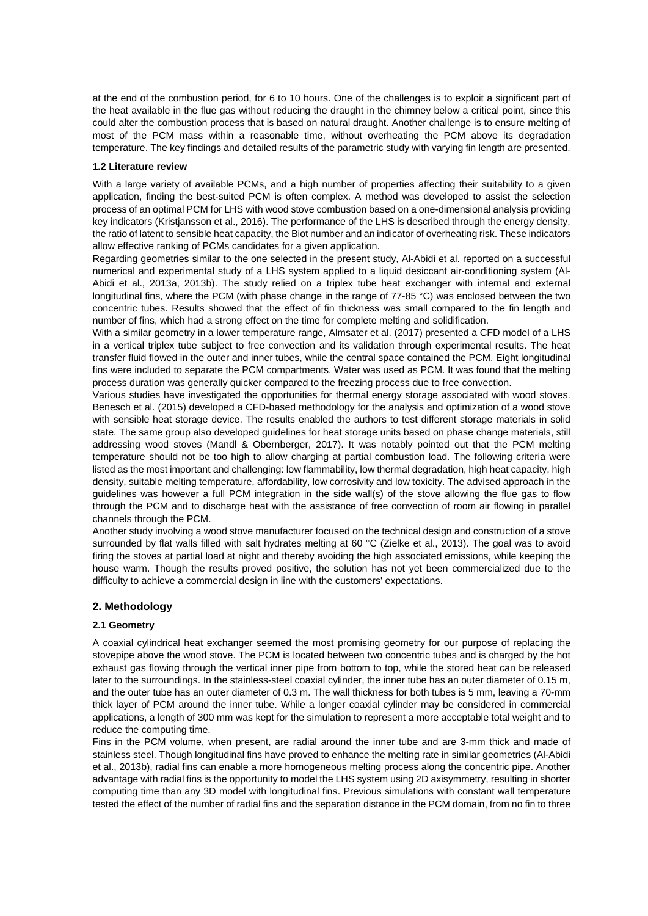at the end of the combustion period, for 6 to 10 hours. One of the challenges is to exploit a significant part of the heat available in the flue gas without reducing the draught in the chimney below a critical point, since this could alter the combustion process that is based on natural draught. Another challenge is to ensure melting of most of the PCM mass within a reasonable time, without overheating the PCM above its degradation temperature. The key findings and detailed results of the parametric study with varying fin length are presented.

### 1.2 Literature review

With a large variety of available PCMs, and a high number of properties affecting their suitability to a given application, finding the best-suited PCM is often complex. A method was developed to assist the selection process of an optimal PCM for LHS with wood stove combustion based on a one-dimensional analysis providing key indicators (Kristjansson et al., 2016). The performance of the LHS is described through the energy density, the ratio of latent to sensible heat capacity, the Biot number and an indicator of overheating risk. These indicators allow effective ranking of PCMs candidates for a given application.

Regarding geometries similar to the one selected in the present study, Al-Abidi et al. reported on a successful numerical and experimental study of a LHS system applied to a liquid desiccant air-conditioning system (Al-Abidi et al., 2013a, 2013b). The study relied on a triplex tube heat exchanger with internal and external longitudinal fins, where the PCM (with phase change in the range of 77-85 °C) was enclosed between the two concentric tubes. Results showed that the effect of fin thickness was small compared to the fin length and number of fins, which had a strong effect on the time for complete melting and solidification.

With a similar geometry in a lower temperature range, Almsater et al. (2017) presented a CFD model of a LHS in a vertical triplex tube subject to free convection and its validation through experimental results. The heat transfer fluid flowed in the outer and inner tubes, while the central space contained the PCM. Eight longitudinal fins were included to separate the PCM compartments. Water was used as PCM. It was found that the melting process duration was generally quicker compared to the freezing process due to free convection.

Various studies have investigated the opportunities for thermal energy storage associated with wood stoves. Benesch et al. (2015) developed a CFD-based methodology for the analysis and optimization of a wood stove with sensible heat storage device. The results enabled the authors to test different storage materials in solid state. The same group also developed guidelines for heat storage units based on phase change materials, still addressing wood stoves (Mandl & Obernberger, 2017). It was notably pointed out that the PCM melting temperature should not be too high to allow charging at partial combustion load. The following criteria were listed as the most important and challenging: low flammability, low thermal degradation, high heat capacity, high density, suitable melting temperature, affordability, low corrosivity and low toxicity. The advised approach in the guidelines was however a full PCM integration in the side wall(s) of the stove allowing the flue gas to flow through the PCM and to discharge heat with the assistance of free convection of room air flowing in parallel channels through the PCM.

Another study involving a wood stove manufacturer focused on the technical design and construction of a stove surrounded by flat walls filled with salt hydrates melting at 60 °C (Zielke et al., 2013). The goal was to avoid firing the stoves at partial load at night and thereby avoiding the high associated emissions, while keeping the house warm. Though the results proved positive, the solution has not yet been commercialized due to the difficulty to achieve a commercial design in line with the customers' expectations.

## 2. Methodology

### 2.1 Geometry

A coaxial cylindrical heat exchanger seemed the most promising geometry for our purpose of replacing the stovepipe above the wood stove. The PCM is located between two concentric tubes and is charged by the hot exhaust gas flowing through the vertical inner pipe from bottom to top, while the stored heat can be released later to the surroundings. In the stainless-steel coaxial cylinder, the inner tube has an outer diameter of 0.15 m, and the outer tube has an outer diameter of 0.3 m. The wall thickness for both tubes is 5 mm, leaving a 70-mm thick layer of PCM around the inner tube. While a longer coaxial cylinder may be considered in commercial applications, a length of 300 mm was kept for the simulation to represent a more acceptable total weight and to reduce the computing time.

Fins in the PCM volume, when present, are radial around the inner tube and are 3-mm thick and made of stainless steel. Though longitudinal fins have proved to enhance the melting rate in similar geometries (Al-Abidi et al., 2013b), radial fins can enable a more homogeneous melting process along the concentric pipe. Another advantage with radial fins is the opportunity to model the LHS system using 2D axisymmetry, resulting in shorter computing time than any 3D model with longitudinal fins. Previous simulations with constant wall temperature tested the effect of the number of radial fins and the separation distance in the PCM domain, from no fin to three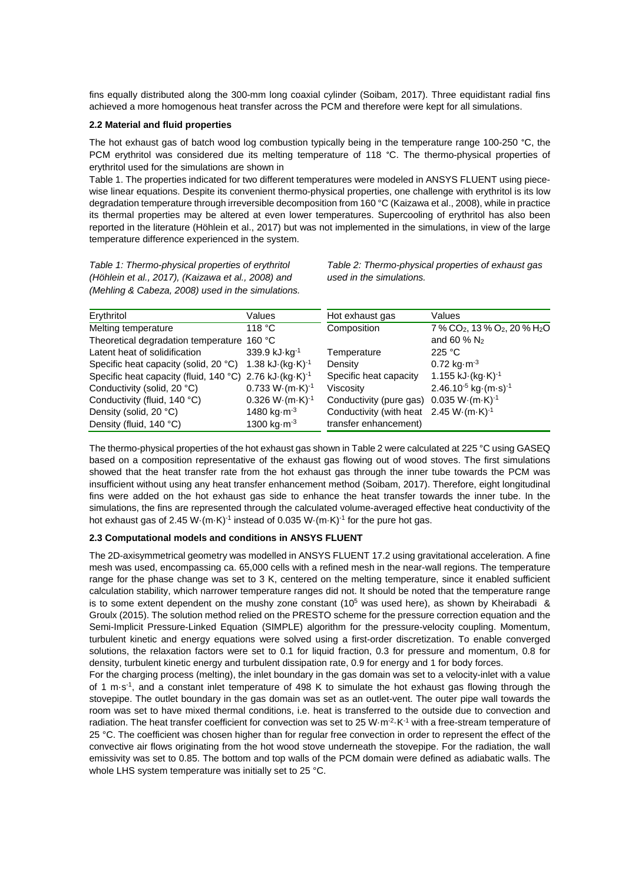fins equally distributed along the 300-mm long coaxial cylinder (Soibam, 2017). Three equidistant radial fins achieved a more homogenous heat transfer across the PCM and therefore were kept for all simulations.

### 2.2 Material and fluid properties

The hot exhaust gas of batch wood log combustion typically being in the temperature range 100-250 °C, the PCM erythritol was considered due its melting temperature of 118 °C. The thermo-physical properties of erythritol used for the simulations are shown in

Table 1. The properties indicated for two different temperatures were modeled in ANSYS FLUENT using piece-wise linear equations. Despite its convenient thermo-physical properties, one challenge with erythritol is its low degradation temperature through irreversible decomposition from 160 °C (Kaizawa et al., 2008), while in practice its thermal properties may be altered at even lower temperatures. Supercooling of erythritol has also been reported in the literature (Höhlein et al., 2017) but was not implemented in the simulations, in view of the large temperature difference experienced in the system.

*Table 1: Thermo-physical properties of erythritol (Höhlein et al., 2017), (Kaizawa et al., 2008) and (Mehling & Cabeza, 2008) used in the simulations.*

| Erythritol | Values |
|---|---|
| Melting temperature | 118 °C |
| Theoretical degradation temperature | 160 °C |
| Latent heat of solidification | 339.9 $kJ \cdot kg^{-1}$ |
| Specific heat capacity (solid, 20 °C) | 1.38 $kJ \cdot (kg \cdot K)^{-1}$ |
| Specific heat capacity (fluid, 140 °C) | 2.76 $kJ \cdot (kg \cdot K)^{-1}$ |
| Conductivity (solid, 20 °C) | 0.733 $W \cdot (m \cdot K)^{-1}$ |
| Conductivity (fluid, 140 °C) | 0.326 $W \cdot (m \cdot K)^{-1}$ |
| Density (solid, 20 °C) | 1480 $kg \cdot m^{-3}$ |
| Density (fluid, 140 °C) | 1300 $kg \cdot m^{-3}$ |

*Table 2: Thermo-physical properties of exhaust gas used in the simulations.*

| Hot exhaust gas | Values |
|---|---|
| Composition | 7 % $CO_2$, 13 % $O_2$, 20 % $H_2O$ and 60 % $N_2$ |
| Temperature | 225 °C |
| Density | 0.72 $kg \cdot m^{-3}$ |
| Specific heat capacity | 1.155 $kJ \cdot (kg \cdot K)^{-1}$ |
| Viscosity | $2.46 \cdot 10^{-5}$ $kg \cdot (m \cdot s)^{-1}$ |
| Conductivity (pure gas) | 0.035 $W \cdot (m \cdot K)^{-1}$ |
| Conductivity (with heat transfer enhancement) | 2.45 $W \cdot (m \cdot K)^{-1}$ |

The thermo-physical properties of the hot exhaust gas shown in Table 2 were calculated at 225 °C using GASEQ based on a composition representative of the exhaust gas flowing out of wood stoves. The first simulations showed that the heat transfer rate from the hot exhaust gas through the inner tube towards the PCM was insufficient without using any heat transfer enhancement method (Soibam, 2017). Therefore, eight longitudinal fins were added on the hot exhaust gas side to enhance the heat transfer towards the inner tube. In the simulations, the fins are represented through the calculated volume-averaged effective heat conductivity of the hot exhaust gas of 2.45 $W \cdot (m \cdot K)^{-1}$ instead of 0.035 $W \cdot (m \cdot K)^{-1}$ for the pure hot gas.

### 2.3 Computational models and conditions in ANSYS FLUENT

The 2D-axisymmetrical geometry was modelled in ANSYS FLUENT 17.2 using gravitational acceleration. A fine mesh was used, encompassing ca. 65,000 cells with a refined mesh in the near-wall regions. The temperature range for the phase change was set to 3 K, centered on the melting temperature, since it enabled sufficient calculation stability, which narrower temperature ranges did not. It should be noted that the temperature range is to some extent dependent on the mushy zone constant ($10^5$ was used here), as shown by Kheirabadi & Groulx (2015). The solution method relied on the PRESTO scheme for the pressure correction equation and the Semi-Implicit Pressure-Linked Equation (SIMPLE) algorithm for the pressure-velocity coupling. Momentum, turbulent kinetic and energy equations were solved using a first-order discretization. To enable converged solutions, the relaxation factors were set to 0.1 for liquid fraction, 0.3 for pressure and momentum, 0.8 for density, turbulent kinetic energy and turbulent dissipation rate, 0.9 for energy and 1 for body forces.

For the charging process (melting), the inlet boundary in the gas domain was set to a velocity-inlet with a value of 1 $m \cdot s^{-1}$, and a constant inlet temperature of 498 K to simulate the hot exhaust gas flowing through the stovepipe. The outlet boundary in the gas domain was set as an outlet-vent. The outer pipe wall towards the room was set to have mixed thermal conditions, i.e. heat is transferred to the outside due to convection and radiation. The heat transfer coefficient for convection was set to 25 $W \cdot m^{-2} \cdot K^{-1}$ with a free-stream temperature of 25 °C. The coefficient was chosen higher than for regular free convection in order to represent the effect of the convective air flows originating from the hot wood stove underneath the stovepipe. For the radiation, the wall emissivity was set to 0.85. The bottom and top walls of the PCM domain were defined as adiabatic walls. The whole LHS system temperature was initially set to 25 °C.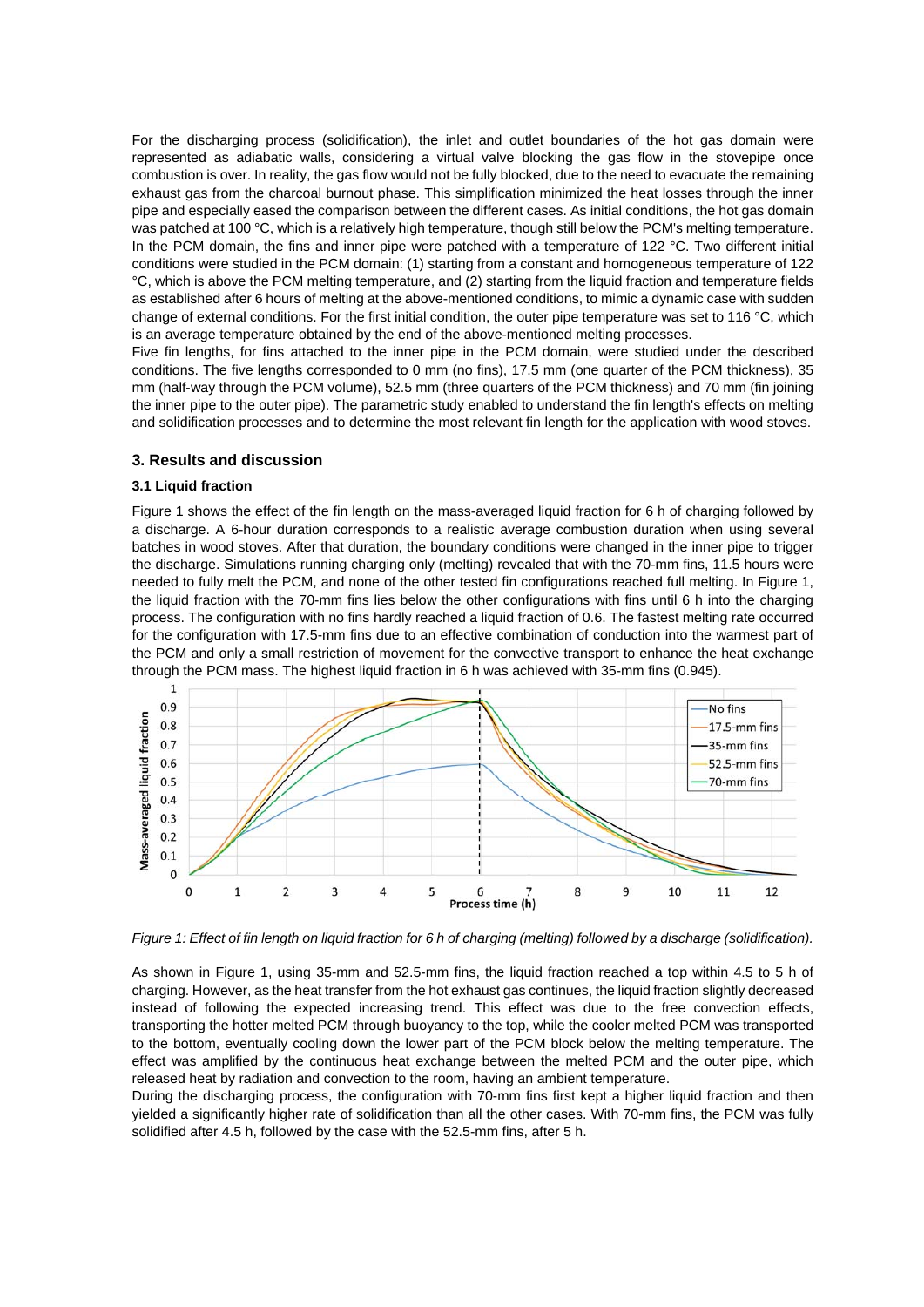For the discharging process (solidification), the inlet and outlet boundaries of the hot gas domain were represented as adiabatic walls, considering a virtual valve blocking the gas flow in the stovepipe once combustion is over. In reality, the gas flow would not be fully blocked, due to the need to evacuate the remaining exhaust gas from the charcoal burnout phase. This simplification minimized the heat losses through the inner pipe and especially eased the comparison between the different cases. As initial conditions, the hot gas domain was patched at 100 °C, which is a relatively high temperature, though still below the PCM's melting temperature. In the PCM domain, the fins and inner pipe were patched with a temperature of 122 °C. Two different initial conditions were studied in the PCM domain: (1) starting from a constant and homogeneous temperature of 122 °C, which is above the PCM melting temperature, and (2) starting from the liquid fraction and temperature fields as established after 6 hours of melting at the above-mentioned conditions, to mimic a dynamic case with sudden change of external conditions. For the first initial condition, the outer pipe temperature was set to 116 °C, which is an average temperature obtained by the end of the above-mentioned melting processes.

Five fin lengths, for fins attached to the inner pipe in the PCM domain, were studied under the described conditions. The five lengths corresponded to 0 mm (no fins), 17.5 mm (one quarter of the PCM thickness), 35 mm (half-way through the PCM volume), 52.5 mm (three quarters of the PCM thickness) and 70 mm (fin joining the inner pipe to the outer pipe). The parametric study enabled to understand the fin length's effects on melting and solidification processes and to determine the most relevant fin length for the application with wood stoves.

## 3. Results and discussion

### 3.1 Liquid fraction

Figure 1 shows the effect of the fin length on the mass-averaged liquid fraction for 6 h of charging followed by a discharge. A 6-hour duration corresponds to a realistic average combustion duration when using several batches in wood stoves. After that duration, the boundary conditions were changed in the inner pipe to trigger the discharge. Simulations running charging only (melting) revealed that with the 70-mm fins, 11.5 hours were needed to fully melt the PCM, and none of the other tested fin configurations reached full melting. In Figure 1, the liquid fraction with the 70-mm fins lies below the other configurations with fins until 6 h into the charging process. The configuration with no fins hardly reached a liquid fraction of 0.6. The fastest melting rate occurred for the configuration with 17.5-mm fins due to an effective combination of conduction into the warmest part of the PCM and only a small restriction of movement for the convective transport to enhance the heat exchange through the PCM mass. The highest liquid fraction in 6 h was achieved with 35-mm fins (0.945).

*Figure 1: Effect of fin length on liquid fraction for 6 h of charging (melting) followed by a discharge (solidification).*

As shown in Figure 1, using 35-mm and 52.5-mm fins, the liquid fraction reached a top within 4.5 to 5 h of charging. However, as the heat transfer from the hot exhaust gas continues, the liquid fraction slightly decreased instead of following the expected increasing trend. This effect was due to the free convection effects, transporting the hotter melted PCM through buoyancy to the top, while the cooler melted PCM was transported to the bottom, eventually cooling down the lower part of the PCM block below the melting temperature. The effect was amplified by the continuous heat exchange between the melted PCM and the outer pipe, which released heat by radiation and convection to the room, having an ambient temperature.

During the discharging process, the configuration with 70-mm fins first kept a higher liquid fraction and then yielded a significantly higher rate of solidification than all the other cases. With 70-mm fins, the PCM was fully solidified after 4.5 h, followed by the case with the 52.5-mm fins, after 5 h.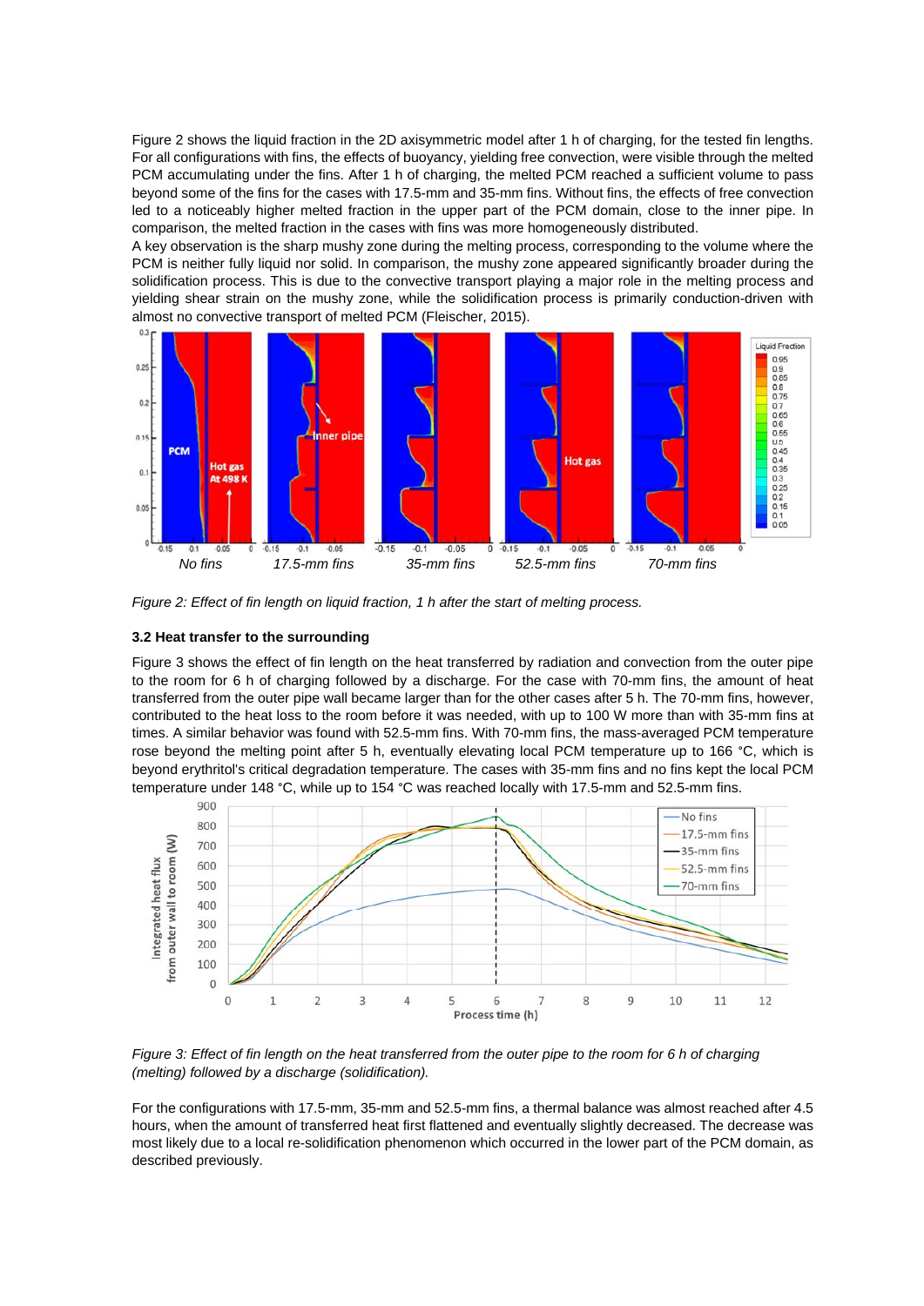Figure 2 shows the liquid fraction in the 2D axisymmetric model after 1 h of charging, for the tested fin lengths. For all configurations with fins, the effects of buoyancy, yielding free convection, were visible through the melted PCM accumulating under the fins. After 1 h of charging, the melted PCM reached a sufficient volume to pass beyond some of the fins for the cases with 17.5-mm and 35-mm fins. Without fins, the effects of free convection led to a noticeably higher melted fraction in the upper part of the PCM domain, close to the inner pipe. In comparison, the melted fraction in the cases with fins was more homogeneously distributed.

A key observation is the sharp mushy zone during the melting process, corresponding to the volume where the PCM is neither fully liquid nor solid. In comparison, the mushy zone appeared significantly broader during the solidification process. This is due to the convective transport playing a major role in the melting process and yielding shear strain on the mushy zone, while the solidification process is primarily conduction-driven with almost no convective transport of melted PCM (Fleischer, 2015).

*Figure 2: Effect of fin length on liquid fraction, 1 h after the start of melting process.*

### 3.2 Heat transfer to the surrounding

Figure 3 shows the effect of fin length on the heat transferred by radiation and convection from the outer pipe to the room for 6 h of charging followed by a discharge. For the case with 70-mm fins, the amount of heat transferred from the outer pipe wall became larger than for the other cases after 5 h. The 70-mm fins, however, contributed to the heat loss to the room before it was needed, with up to 100 W more than with 35-mm fins at times. A similar behavior was found with 52.5-mm fins. With 70-mm fins, the mass-averaged PCM temperature rose beyond the melting point after 5 h, eventually elevating local PCM temperature up to 166 °C, which is beyond erythritol's critical degradation temperature. The cases with 35-mm fins and no fins kept the local PCM temperature under 148 °C, while up to 154 °C was reached locally with 17.5-mm and 52.5-mm fins.

*Figure 3: Effect of fin length on the heat transferred from the outer pipe to the room for 6 h of charging (melting) followed by a discharge (solidification).*

For the configurations with 17.5-mm, 35-mm and 52.5-mm fins, a thermal balance was almost reached after 4.5 hours, when the amount of transferred heat first flattened and eventually slightly decreased. The decrease was most likely due to a local re-solidification phenomenon which occurred in the lower part of the PCM domain, as described previously.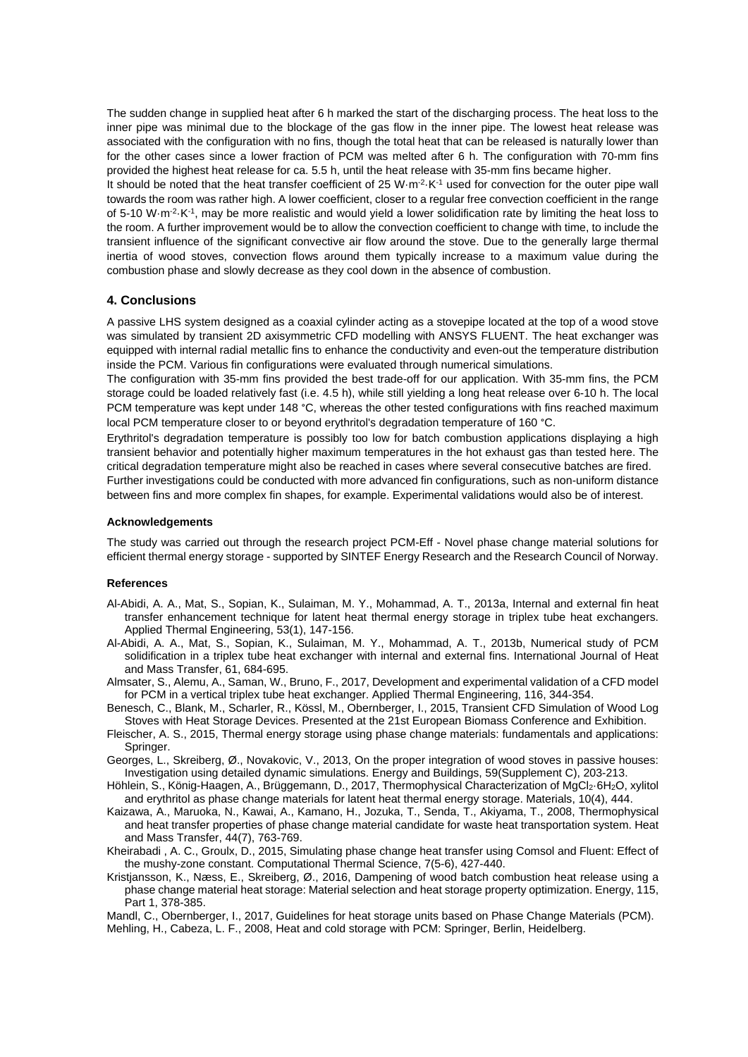The sudden change in supplied heat after 6 h marked the start of the discharging process. The heat loss to the inner pipe was minimal due to the blockage of the gas flow in the inner pipe. The lowest heat release was associated with the configuration with no fins, though the total heat that can be released is naturally lower than for the other cases since a lower fraction of PCM was melted after 6 h. The configuration with 70-mm fins provided the highest heat release for ca. 5.5 h, until the heat release with 35-mm fins became higher.

It should be noted that the heat transfer coefficient of 25 $W \cdot m^{-2} \cdot K^{-1}$ used for convection for the outer pipe wall towards the room was rather high. A lower coefficient, closer to a regular free convection coefficient in the range of 5-10 $W \cdot m^{-2} \cdot K^{-1}$, may be more realistic and would yield a lower solidification rate by limiting the heat loss to the room. A further improvement would be to allow the convection coefficient to change with time, to include the transient influence of the significant convective air flow around the stove. Due to the generally large thermal inertia of wood stoves, convection flows around them typically increase to a maximum value during the combustion phase and slowly decrease as they cool down in the absence of combustion.

## 4. Conclusions

A passive LHS system designed as a coaxial cylinder acting as a stovepipe located at the top of a wood stove was simulated by transient 2D axisymmetric CFD modelling with ANSYS FLUENT. The heat exchanger was equipped with internal radial metallic fins to enhance the conductivity and even-out the temperature distribution inside the PCM. Various fin configurations were evaluated through numerical simulations.

The configuration with 35-mm fins provided the best trade-off for our application. With 35-mm fins, the PCM storage could be loaded relatively fast (i.e. 4.5 h), while still yielding a long heat release over 6-10 h. The local PCM temperature was kept under 148 °C, whereas the other tested configurations with fins reached maximum local PCM temperature closer to or beyond erythritol's degradation temperature of 160 °C.

Erythritol's degradation temperature is possibly too low for batch combustion applications displaying a high transient behavior and potentially higher maximum temperatures in the hot exhaust gas than tested here. The critical degradation temperature might also be reached in cases where several consecutive batches are fired.

Further investigations could be conducted with more advanced fin configurations, such as non-uniform distance between fins and more complex fin shapes, for example. Experimental validations would also be of interest.

#### Acknowledgements

The study was carried out through the research project PCM-Eff - Novel phase change material solutions for efficient thermal energy storage - supported by SINTEF Energy Research and the Research Council of Norway.

#### References

Al-Abidi, A. A., Mat, S., Sopian, K., Sulaiman, M. Y., Mohammad, A. T., 2013a, Internal and external fin heat transfer enhancement technique for latent heat thermal energy storage in triplex tube heat exchangers. Applied Thermal Engineering, 53(1), 147-156.

Al-Abidi, A. A., Mat, S., Sopian, K., Sulaiman, M. Y., Mohammad, A. T., 2013b, Numerical study of PCM solidification in a triplex tube heat exchanger with internal and external fins. International Journal of Heat and Mass Transfer, 61, 684-695.

Almsater, S., Alemu, A., Saman, W., Bruno, F., 2017, Development and experimental validation of a CFD model for PCM in a vertical triplex tube heat exchanger. Applied Thermal Engineering, 116, 344-354.

Benesch, C., Blank, M., Scharler, R., Kössl, M., Obernberger, I., 2015, Transient CFD Simulation of Wood Log Stoves with Heat Storage Devices. Presented at the 21st European Biomass Conference and Exhibition.

Fleischer, A. S., 2015, Thermal energy storage using phase change materials: fundamentals and applications: Springer.

Georges, L., Skreiberg, Ø., Novakovic, V., 2013, On the proper integration of wood stoves in passive houses: Investigation using detailed dynamic simulations. Energy and Buildings, 59(Supplement C), 203-213.

Höhlein, S., König-Haagen, A., Brüggemann, D., 2017, Thermophysical Characterization of $MgCl_2 \cdot 6H_2O$, xylitol and erythritol as phase change materials for latent heat thermal energy storage. Materials, 10(4), 444.

Kaizawa, A., Maruoka, N., Kawai, A., Kamano, H., Jozuka, T., Senda, T., Akiyama, T., 2008, Thermophysical and heat transfer properties of phase change material candidate for waste heat transportation system. Heat and Mass Transfer, 44(7), 763-769.

Kheirabadi , A. C., Groulx, D., 2015, Simulating phase change heat transfer using Comsol and Fluent: Effect of the mushy-zone constant. Computational Thermal Science, 7(5-6), 427-440.

Kristjansson, K., Næss, E., Skreiberg, Ø., 2016, Dampening of wood batch combustion heat release using a phase change material heat storage: Material selection and heat storage property optimization. Energy, 115, Part 1, 378-385.

Mandl, C., Obernberger, I., 2017, Guidelines for heat storage units based on Phase Change Materials (PCM).

Mehling, H., Cabeza, L. F., 2008, Heat and cold storage with PCM: Springer, Berlin, Heidelberg.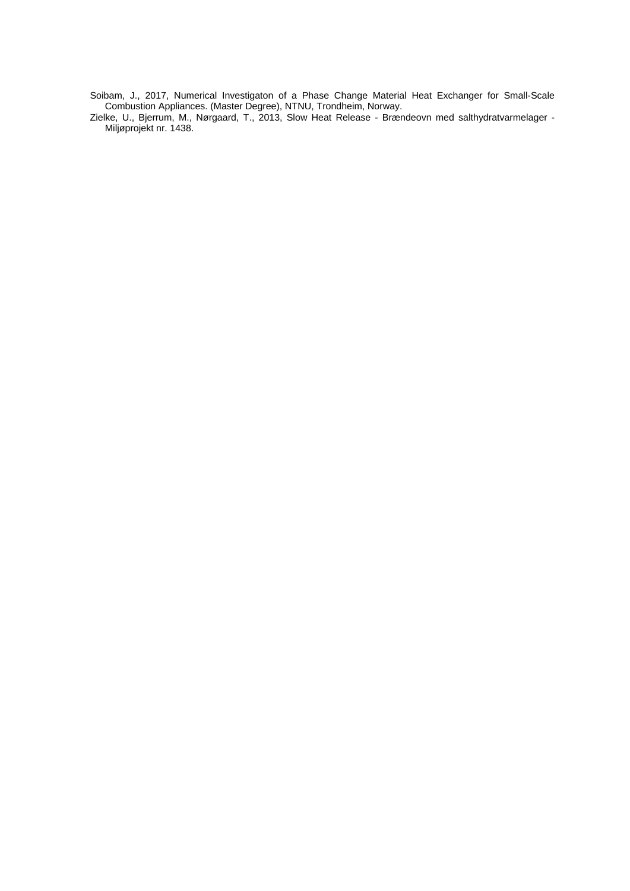Soibam, J., 2017, Numerical Investigaton of a Phase Change Material Heat Exchanger for Small-Scale Combustion Appliances. (Master Degree), NTNU, Trondheim, Norway.

Zielke, U., Bjerrum, M., Nørgaard, T., 2013, Slow Heat Release - Brændeovn med salthydratvarmelager - Miljøprojekt nr. 1438.